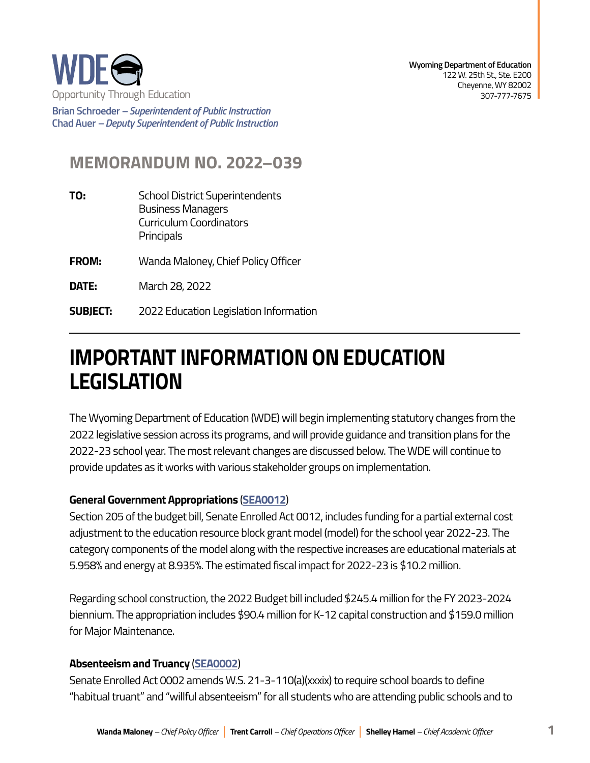WDE
Opportunity Through Education

**Wyoming Department of Education**
122 W. 25th St., Ste. E200
Cheyenne, WY 82002
307-777-7675

**Brian Schroeder** – *Superintendent of Public Instruction*
**Chad Auer** – *Deputy Superintendent of Public Instruction*

## MEMORANDUM NO. 2022–039

**TO:** School District Superintendents
Business Managers
Curriculum Coordinators
Principals

**FROM:** Wanda Maloney, Chief Policy Officer

**DATE:** March 28, 2022

**SUBJECT:** 2022 Education Legislation Information

# IMPORTANT INFORMATION ON EDUCATION LEGISLATION

The Wyoming Department of Education (WDE) will begin implementing statutory changes from the 2022 legislative session across its programs, and will provide guidance and transition plans for the 2022-23 school year. The most relevant changes are discussed below. The WDE will continue to provide updates as it works with various stakeholder groups on implementation.

**General Government Appropriations** (**SEA0012**)
Section 205 of the budget bill, Senate Enrolled Act 0012, includes funding for a partial external cost adjustment to the education resource block grant model (model) for the school year 2022-23. The category components of the model along with the respective increases are educational materials at 5.958% and energy at 8.935%. The estimated fiscal impact for 2022-23 is $10.2 million.

Regarding school construction, the 2022 Budget bill included $245.4 million for the FY 2023-2024 biennium. The appropriation includes $90.4 million for K-12 capital construction and $159.0 million for Major Maintenance.

**Absenteeism and Truancy** (**SEA0002**)
Senate Enrolled Act 0002 amends W.S. 21-3-110(a)(xxxix) to require school boards to define "habitual truant" and "willful absenteeism" for all students who are attending public schools and to

**Wanda Maloney** – *Chief Policy Officer* | **Trent Carroll** – *Chief Operations Officer* | **Shelley Hamel** – *Chief Academic Officer*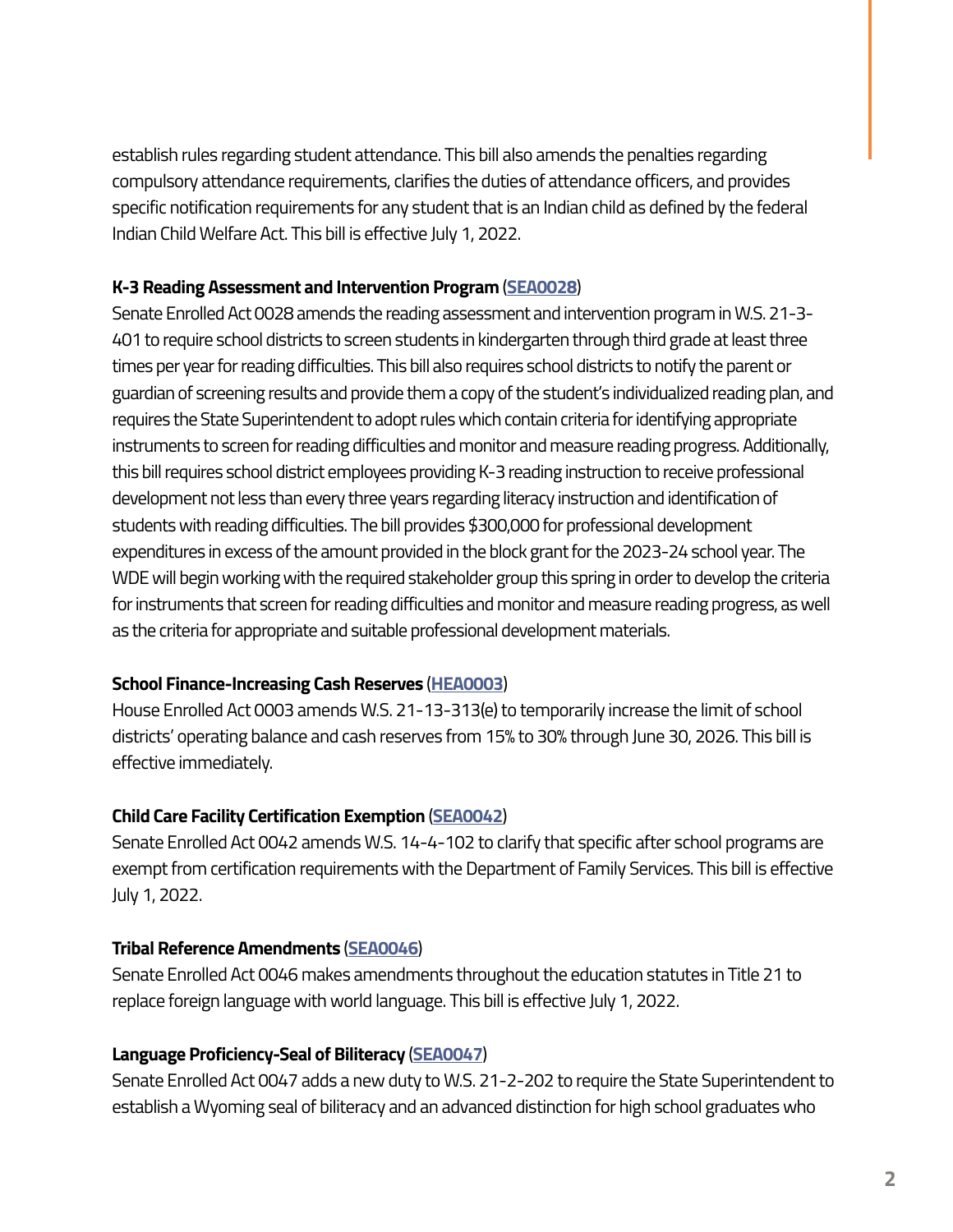establish rules regarding student attendance. This bill also amends the penalties regarding compulsory attendance requirements, clarifies the duties of attendance officers, and provides specific notification requirements for any student that is an Indian child as defined by the federal Indian Child Welfare Act. This bill is effective July 1, 2022.

**K-3 Reading Assessment and Intervention Program** (**SEA0028**)
Senate Enrolled Act 0028 amends the reading assessment and intervention program in W.S. 21-3-401 to require school districts to screen students in kindergarten through third grade at least three times per year for reading difficulties. This bill also requires school districts to notify the parent or guardian of screening results and provide them a copy of the student's individualized reading plan, and requires the State Superintendent to adopt rules which contain criteria for identifying appropriate instruments to screen for reading difficulties and monitor and measure reading progress. Additionally, this bill requires school district employees providing K-3 reading instruction to receive professional development not less than every three years regarding literacy instruction and identification of students with reading difficulties. The bill provides $300,000 for professional development expenditures in excess of the amount provided in the block grant for the 2023-24 school year. The WDE will begin working with the required stakeholder group this spring in order to develop the criteria for instruments that screen for reading difficulties and monitor and measure reading progress, as well as the criteria for appropriate and suitable professional development materials.

**School Finance-Increasing Cash Reserves** (**HEA0003**)
House Enrolled Act 0003 amends W.S. 21-13-313(e) to temporarily increase the limit of school districts' operating balance and cash reserves from 15% to 30% through June 30, 2026. This bill is effective immediately.

**Child Care Facility Certification Exemption** (**SEA0042**)
Senate Enrolled Act 0042 amends W.S. 14-4-102 to clarify that specific after school programs are exempt from certification requirements with the Department of Family Services. This bill is effective July 1, 2022.

**Tribal Reference Amendments** (**SEA0046**)
Senate Enrolled Act 0046 makes amendments throughout the education statutes in Title 21 to replace foreign language with world language. This bill is effective July 1, 2022.

**Language Proficiency-Seal of Biliteracy** (**SEA0047**)
Senate Enrolled Act 0047 adds a new duty to W.S. 21-2-202 to require the State Superintendent to establish a Wyoming seal of biliteracy and an advanced distinction for high school graduates who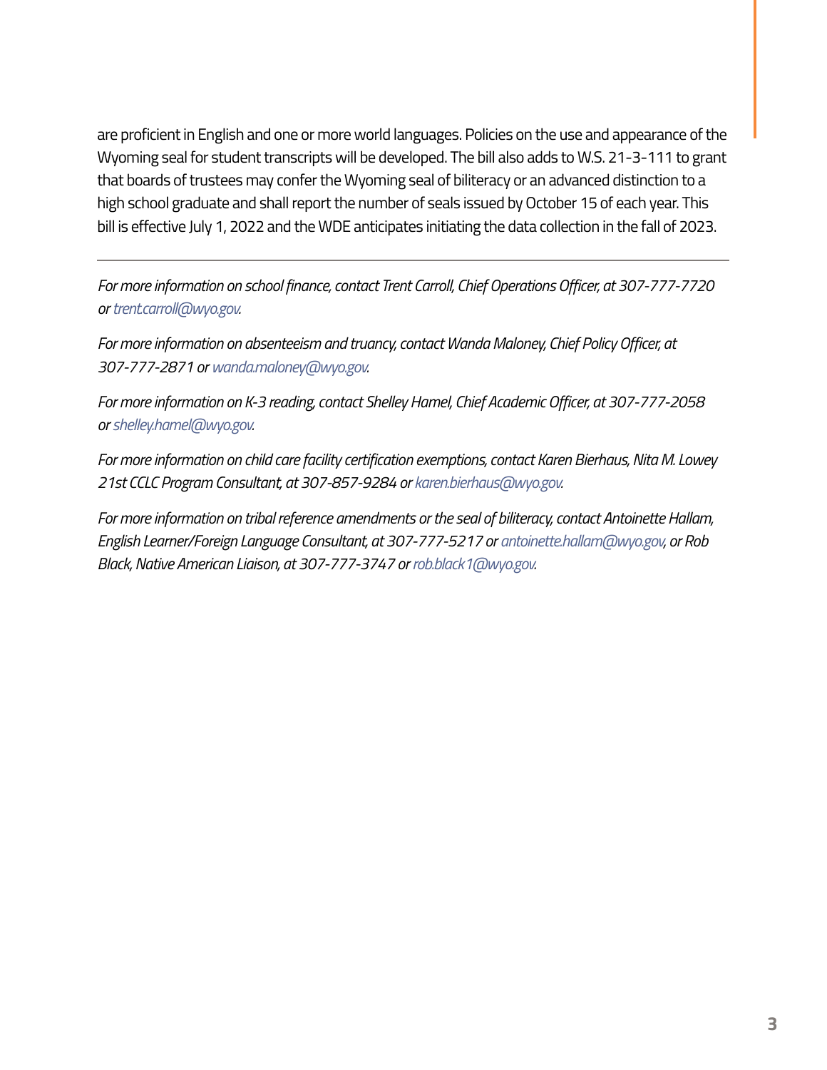are proficient in English and one or more world languages. Policies on the use and appearance of the Wyoming seal for student transcripts will be developed. The bill also adds to W.S. 21-3-111 to grant that boards of trustees may confer the Wyoming seal of biliteracy or an advanced distinction to a high school graduate and shall report the number of seals issued by October 15 of each year. This bill is effective July 1, 2022 and the WDE anticipates initiating the data collection in the fall of 2023.

---

*For more information on school finance, contact Trent Carroll, Chief Operations Officer, at 307-777-7720 or trent.carroll@wyo.gov.*

*For more information on absenteeism and truancy, contact Wanda Maloney, Chief Policy Officer, at 307-777-2871 or wanda.maloney@wyo.gov.*

*For more information on K-3 reading, contact Shelley Hamel, Chief Academic Officer, at 307-777-2058 or shelley.hamel@wyo.gov.*

*For more information on child care facility certification exemptions, contact Karen Bierhaus, Nita M. Lowey 21st CCLC Program Consultant, at 307-857-9284 or karen.bierhaus@wyo.gov.*

*For more information on tribal reference amendments or the seal of biliteracy, contact Antoinette Hallam, English Learner/Foreign Language Consultant, at 307-777-5217 or antoinette.hallam@wyo.gov, or Rob Black, Native American Liaison, at 307-777-3747 or rob.black1@wyo.gov.*